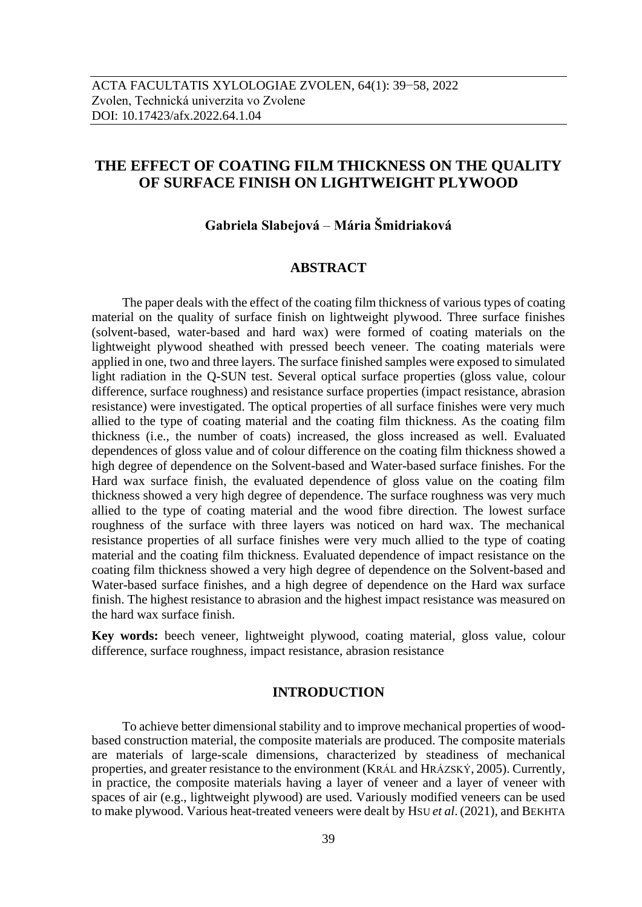ACTA FACULTATIS XYLOLOGIAE ZVOLEN, 64(1): 39−58, 2022
Zvolen, Technická univerzita vo Zvolene
DOI: 10.17423/afx.2022.64.1.04

# THE EFFECT OF COATING FILM THICKNESS ON THE QUALITY OF SURFACE FINISH ON LIGHTWEIGHT PLYWOOD

**Gabriela Slabejová – Mária Šmidriaková**

## ABSTRACT

The paper deals with the effect of the coating film thickness of various types of coating material on the quality of surface finish on lightweight plywood. Three surface finishes (solvent-based, water-based and hard wax) were formed of coating materials on the lightweight plywood sheathed with pressed beech veneer. The coating materials were applied in one, two and three layers. The surface finished samples were exposed to simulated light radiation in the Q-SUN test. Several optical surface properties (gloss value, colour difference, surface roughness) and resistance surface properties (impact resistance, abrasion resistance) were investigated. The optical properties of all surface finishes were very much allied to the type of coating material and the coating film thickness. As the coating film thickness (i.e., the number of coats) increased, the gloss increased as well. Evaluated dependences of gloss value and of colour difference on the coating film thickness showed a high degree of dependence on the Solvent-based and Water-based surface finishes. For the Hard wax surface finish, the evaluated dependence of gloss value on the coating film thickness showed a very high degree of dependence. The surface roughness was very much allied to the type of coating material and the wood fibre direction. The lowest surface roughness of the surface with three layers was noticed on hard wax. The mechanical resistance properties of all surface finishes were very much allied to the type of coating material and the coating film thickness. Evaluated dependence of impact resistance on the coating film thickness showed a very high degree of dependence on the Solvent-based and Water-based surface finishes, and a high degree of dependence on the Hard wax surface finish. The highest resistance to abrasion and the highest impact resistance was measured on the hard wax surface finish.

**Key words:** beech veneer, lightweight plywood, coating material, gloss value, colour difference, surface roughness, impact resistance, abrasion resistance

## INTRODUCTION

To achieve better dimensional stability and to improve mechanical properties of wood-based construction material, the composite materials are produced. The composite materials are materials of large-scale dimensions, characterized by steadiness of mechanical properties, and greater resistance to the environment (KRÁL and HRÁZSKÝ, 2005). Currently, in practice, the composite materials having a layer of veneer and a layer of veneer with spaces of air (e.g., lightweight plywood) are used. Variously modified veneers can be used to make plywood. Various heat-treated veneers were dealt by HSU *et al*. (2021), and BEKHTA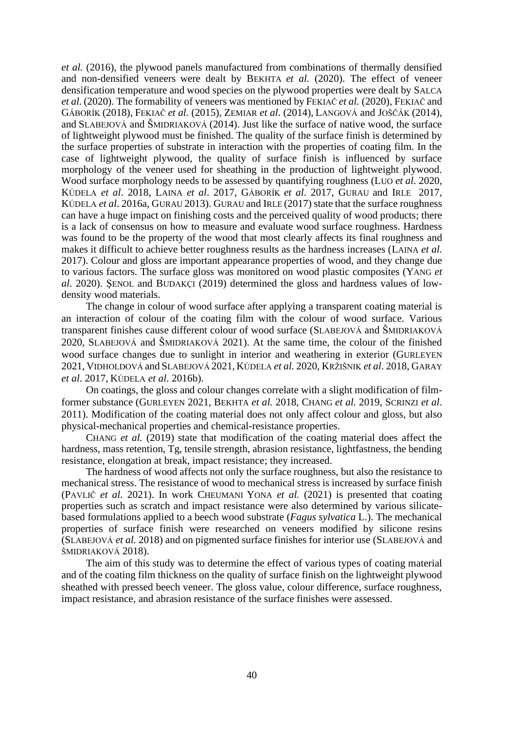*et al.* (2016), the plywood panels manufactured from combinations of thermally densified and non-densified veneers were dealt by BEKHTA *et al.* (2020). The effect of veneer densification temperature and wood species on the plywood properties were dealt by SALCA *et al.* (2020). The formability of veneers was mentioned by FEKIAČ *et al.* (2020), FEKIAČ and GÁBORÍK (2018), FEKIAČ *et al.* (2015), ZEMIAR *et al*. (2014), LANGOVÁ and JOŠČÁK (2014), and SLABEJOVÁ and ŠMIDRIAKOVÁ (2014). Just like the surface of native wood, the surface of lightweight plywood must be finished. The quality of the surface finish is determined by the surface properties of substrate in interaction with the properties of coating film. In the case of lightweight plywood, the quality of surface finish is influenced by surface morphology of the veneer used for sheathing in the production of lightweight plywood. Wood surface morphology needs to be assessed by quantifying roughness (LUO *et al*. 2020, KÚDELA *et al*. 2018, LAINA *et al*. 2017, GÁBORÍK *et al*. 2017, GURAU and IRLE 2017, KÚDELA *et al*. 2016a, GURAU 2013). GURAU and IRLE (2017) state that the surface roughness can have a huge impact on finishing costs and the perceived quality of wood products; there is a lack of consensus on how to measure and evaluate wood surface roughness. Hardness was found to be the property of the wood that most clearly affects its final roughness and makes it difficult to achieve better roughness results as the hardness increases (LAINA *et al.* 2017). Colour and gloss are important appearance properties of wood, and they change due to various factors. The surface gloss was monitored on wood plastic composites (YANG *et al*. 2020). ŞENOL and BUDAKÇI (2019) determined the gloss and hardness values of low-density wood materials.

The change in colour of wood surface after applying a transparent coating material is an interaction of colour of the coating film with the colour of wood surface. Various transparent finishes cause different colour of wood surface (SLABEJOVÁ and ŠMIDRIAKOVÁ 2020, SLABEJOVÁ and ŠMIDRIAKOVÁ 2021). At the same time, the colour of the finished wood surface changes due to sunlight in interior and weathering in exterior (GURLEYEN 2021, VIDHOLDOVÁ and SLABEJOVÁ 2021, KÚDELA *et al.* 2020, KRŽIŠNIK *et al*. 2018, GARAY *et al*. 2017, KÚDELA *et al*. 2016b).

On coatings, the gloss and colour changes correlate with a slight modification of film-former substance (GURLEYEN 2021, BEKHTA *et al.* 2018, CHANG *et al.* 2019, SCRINZI *et al*. 2011). Modification of the coating material does not only affect colour and gloss, but also physical-mechanical properties and chemical-resistance properties.

CHANG *et al.* (2019) state that modification of the coating material does affect the hardness, mass retention, Tg, tensile strength, abrasion resistance, lightfastness, the bending resistance, elongation at break, impact resistance; they increased.

The hardness of wood affects not only the surface roughness, but also the resistance to mechanical stress. The resistance of wood to mechanical stress is increased by surface finish (PAVLIČ *et al.* 2021). In work CHEUMANI YONA *et al.* (2021) is presented that coating properties such as scratch and impact resistance were also determined by various silicate-based formulations applied to a beech wood substrate (*Fagus sylvatica* L.). The mechanical properties of surface finish were researched on veneers modified by silicone resins (SLABEJOVÁ *et al.* 2018) and on pigmented surface finishes for interior use (SLABEJOVÁ and ŠMIDRIAKOVÁ 2018).

The aim of this study was to determine the effect of various types of coating material and of the coating film thickness on the quality of surface finish on the lightweight plywood sheathed with pressed beech veneer. The gloss value, colour difference, surface roughness, impact resistance, and abrasion resistance of the surface finishes were assessed.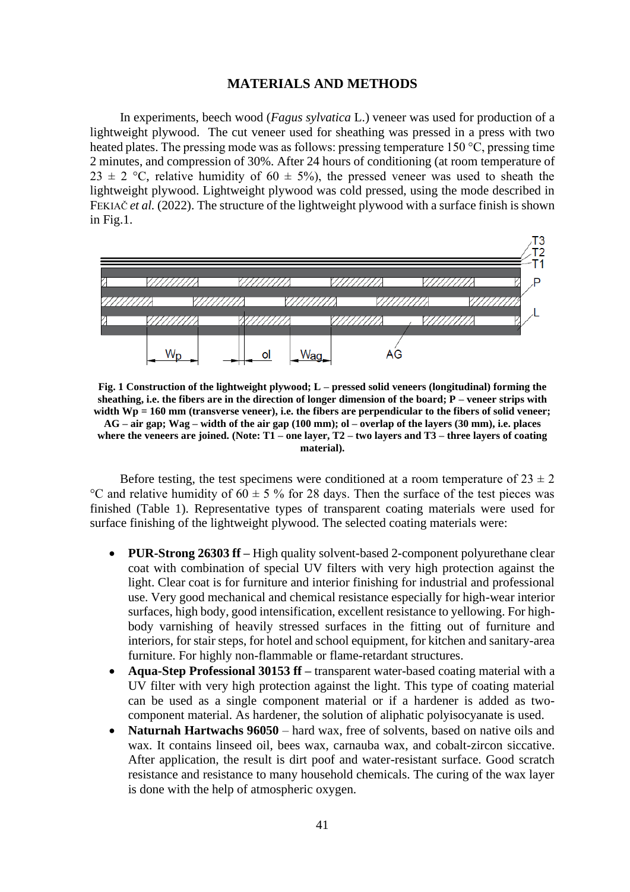## MATERIALS AND METHODS

In experiments, beech wood (*Fagus sylvatica* L.) veneer was used for production of a lightweight plywood. The cut veneer used for sheathing was pressed in a press with two heated plates. The pressing mode was as follows: pressing temperature 150 °C, pressing time 2 minutes, and compression of 30%. After 24 hours of conditioning (at room temperature of 23 ± 2 °C, relative humidity of 60 ± 5%), the pressed veneer was used to sheath the lightweight plywood. Lightweight plywood was cold pressed, using the mode described in FEKIAČ *et al.* (2022). The structure of the lightweight plywood with a surface finish is shown in Fig.1.

**Fig. 1 Construction of the lightweight plywood; L – pressed solid veneers (longitudinal) forming the sheathing, i.e. the fibers are in the direction of longer dimension of the board; P – veneer strips with width Wp = 160 mm (transverse veneer), i.e. the fibers are perpendicular to the fibers of solid veneer; AG – air gap; Wag – width of the air gap (100 mm); ol – overlap of the layers (30 mm), i.e. places where the veneers are joined. (Note: T1 – one layer, T2 – two layers and T3 – three layers of coating material).**

Before testing, the test specimens were conditioned at a room temperature of 23 ± 2 °C and relative humidity of 60 ± 5 % for 28 days. Then the surface of the test pieces was finished (Table 1). Representative types of transparent coating materials were used for surface finishing of the lightweight plywood. The selected coating materials were:

- **PUR-Strong 26303 ff –** High quality solvent-based 2-component polyurethane clear coat with combination of special UV filters with very high protection against the light. Clear coat is for furniture and interior finishing for industrial and professional use. Very good mechanical and chemical resistance especially for high-wear interior surfaces, high body, good intensification, excellent resistance to yellowing. For high-body varnishing of heavily stressed surfaces in the fitting out of furniture and interiors, for stair steps, for hotel and school equipment, for kitchen and sanitary-area furniture. For highly non-flammable or flame-retardant structures.
- **Aqua-Step Professional 30153 ff –** transparent water-based coating material with a UV filter with very high protection against the light. This type of coating material can be used as a single component material or if a hardener is added as two-component material. As hardener, the solution of aliphatic polyisocyanate is used.
- **Naturnah Hartwachs 96050** – hard wax, free of solvents, based on native oils and wax. It contains linseed oil, bees wax, carnauba wax, and cobalt-zircon siccative. After application, the result is dirt poof and water-resistant surface. Good scratch resistance and resistance to many household chemicals. The curing of the wax layer is done with the help of atmospheric oxygen.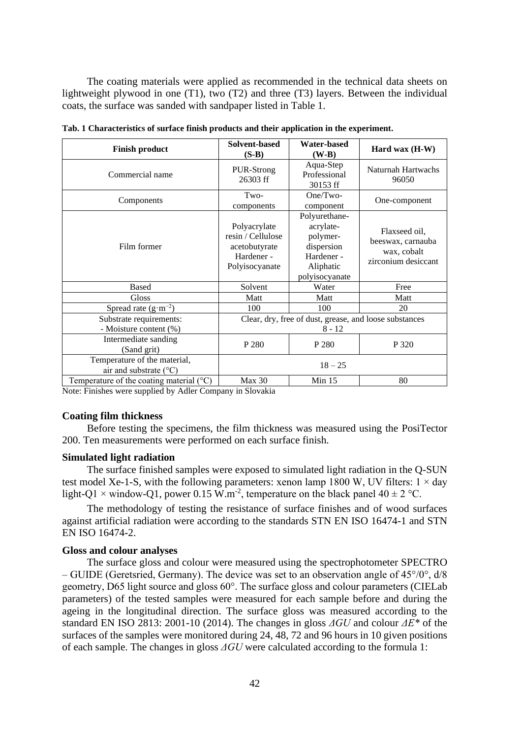The coating materials were applied as recommended in the technical data sheets on lightweight plywood in one (T1), two (T2) and three (T3) layers. Between the individual coats, the surface was sanded with sandpaper listed in Table 1.

**Tab. 1 Characteristics of surface finish products and their application in the experiment.**

| Finish product | Solvent-based (S-B) | Water-based (W-B) | Hard wax (H-W) |
|---|---|---|---|
| Commercial name | PUR-Strong 26303 ff | Aqua-Step Professional 30153 ff | Naturnah Hartwachs 96050 |
| Components | Two-components | One/Two-component | One-component |
| Film former | Polyacrylate resin / Cellulose acetobutyrate Hardener - Polyisocyanate | Polyurethane-acrylate-polymer-dispersion Hardener - Aliphatic polyisocyanate | Flaxseed oil, beeswax, carnauba wax, cobalt zirconium desiccant |
| Based | Solvent | Water | Free |
| Gloss | Matt | Matt | Matt |
| Spread rate ($g \cdot m^{-2}$) | 100 | 100 | 20 |
| Substrate requirements:<br>- Moisture content (%) | Clear, dry, free of dust, grease, and loose substances<br>8 - 12 | | |
| Intermediate sanding (Sand grit) | P 280 | P 280 | P 320 |
| Temperature of the material, air and substrate (°C) | 18 – 25 | | |
| Temperature of the coating material (°C) | Max 30 | Min 15 | 80 |

Note: Finishes were supplied by Adler Company in Slovakia

**Coating film thickness**

Before testing the specimens, the film thickness was measured using the PosiTector 200. Ten measurements were performed on each surface finish.

**Simulated light radiation**

The surface finished samples were exposed to simulated light radiation in the Q-SUN test model Xe-1-S, with the following parameters: xenon lamp 1800 W, UV filters: 1 × day light-Q1 × window-Q1, power 0.15 $W.m^{-2}$, temperature on the black panel 40 ± 2 °C.

The methodology of testing the resistance of surface finishes and of wood surfaces against artificial radiation were according to the standards STN EN ISO 16474-1 and STN EN ISO 16474-2.

**Gloss and colour analyses**

The surface gloss and colour were measured using the spectrophotometer SPECTRO – GUIDE (Geretsried, Germany). The device was set to an observation angle of 45°/0°, d/8 geometry, D65 light source and gloss 60°. The surface gloss and colour parameters (CIELab parameters) of the tested samples were measured for each sample before and during the ageing in the longitudinal direction. The surface gloss was measured according to the standard EN ISO 2813: 2001-10 (2014). The changes in gloss $\Delta GU$ and colour $\Delta E^*$ of the surfaces of the samples were monitored during 24, 48, 72 and 96 hours in 10 given positions of each sample. The changes in gloss $\Delta GU$ were calculated according to the formula 1: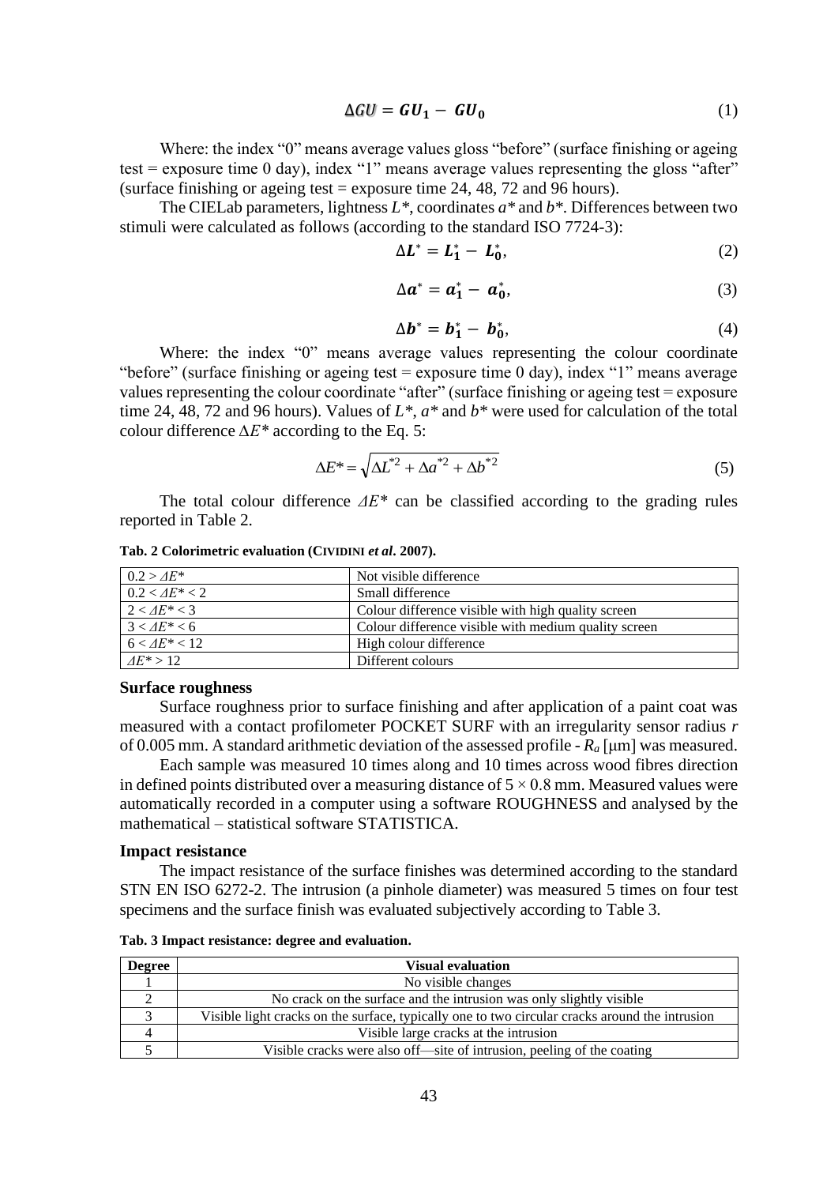$$\Delta GU = GU_1 - GU_0 \tag{1}$$

Where: the index "0" means average values gloss "before" (surface finishing or ageing test = exposure time 0 day), index "1" means average values representing the gloss "after" (surface finishing or ageing test = exposure time 24, 48, 72 and 96 hours).

The CIELab parameters, lightness $L^*$, coordinates $a^*$ and $b^*$. Differences between two stimuli were calculated as follows (according to the standard ISO 7724-3):

$$\Delta L^* = L_1^* - L_0^*, \tag{2}$$

$$\Delta a^* = a_1^* - a_0^*, \tag{3}$$

$$\Delta b^* = b_1^* - b_0^*, \tag{4}$$

Where: the index "0" means average values representing the colour coordinate "before" (surface finishing or ageing test = exposure time 0 day), index "1" means average values representing the colour coordinate "after" (surface finishing or ageing test = exposure time 24, 48, 72 and 96 hours). Values of $L^*$, $a^*$ and $b^*$ were used for calculation of the total colour difference $\Delta E^*$ according to the Eq. 5:

$$\Delta E^* = \sqrt{\Delta L^{*2} + \Delta a^{*2} + \Delta b^{*2}} \tag{5}$$

The total colour difference $\Delta E^*$ can be classified according to the grading rules reported in Table 2.

**Tab. 2 Colorimetric evaluation (CIVIDINI *et al*. 2007).**

| | |
|---|---|
| $0.2 > \Delta E^*$ | Not visible difference |
| $0.2 < \Delta E^* < 2$ | Small difference |
| $2 < \Delta E^* < 3$ | Colour difference visible with high quality screen |
| $3 < \Delta E^* < 6$ | Colour difference visible with medium quality screen |
| $6 < \Delta E^* < 12$ | High colour difference |
| $\Delta E^* > 12$ | Different colours |

### Surface roughness

Surface roughness prior to surface finishing and after application of a paint coat was measured with a contact profilometer POCKET SURF with an irregularity sensor radius $r$ of 0.005 mm. A standard arithmetic deviation of the assessed profile - $R_a$ [μm] was measured.

Each sample was measured 10 times along and 10 times across wood fibres direction in defined points distributed over a measuring distance of $5 \times 0.8$ mm. Measured values were automatically recorded in a computer using a software ROUGHNESS and analysed by the mathematical – statistical software STATISTICA.

### Impact resistance

The impact resistance of the surface finishes was determined according to the standard STN EN ISO 6272-2. The intrusion (a pinhole diameter) was measured 5 times on four test specimens and the surface finish was evaluated subjectively according to Table 3.

**Tab. 3 Impact resistance: degree and evaluation.**

| Degree | Visual evaluation |
|---|---|
| 1 | No visible changes |
| 2 | No crack on the surface and the intrusion was only slightly visible |
| 3 | Visible light cracks on the surface, typically one to two circular cracks around the intrusion |
| 4 | Visible large cracks at the intrusion |
| 5 | Visible cracks were also off—site of intrusion, peeling of the coating |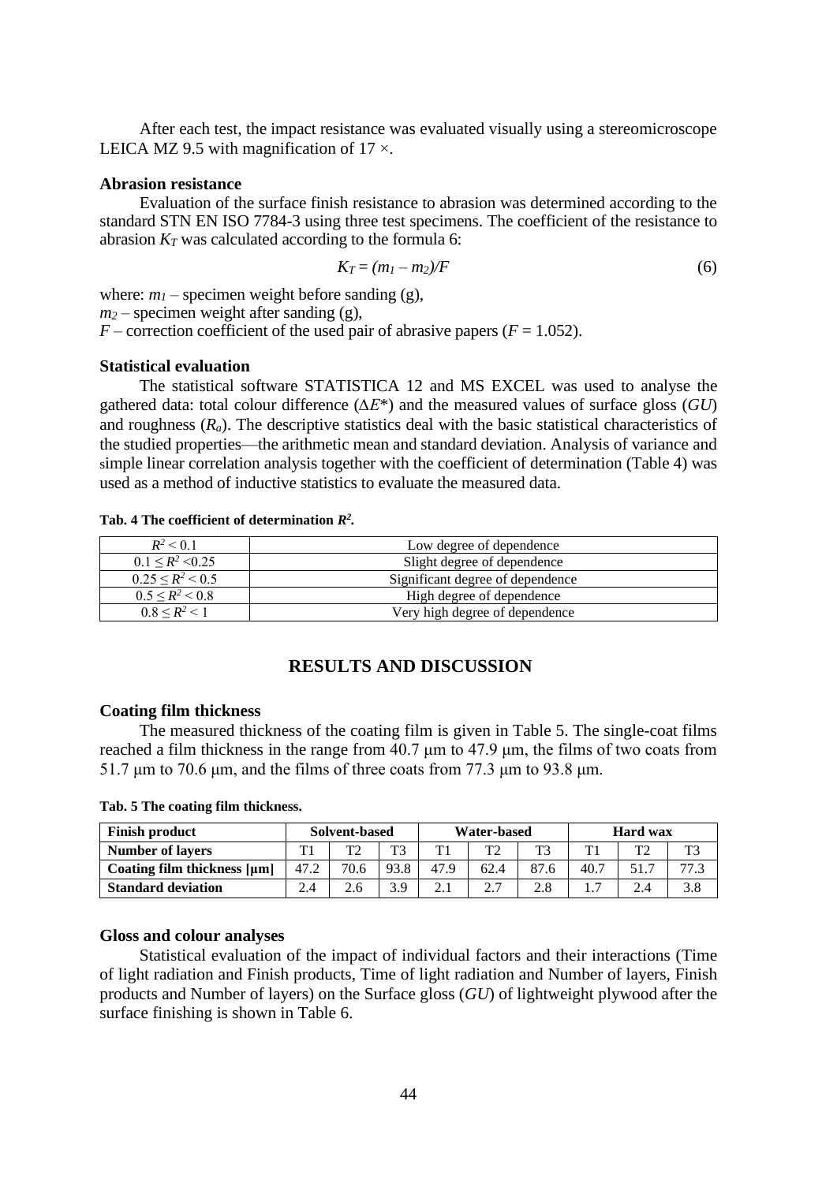After each test, the impact resistance was evaluated visually using a stereomicroscope LEICA MZ 9.5 with magnification of 17 ×.

### Abrasion resistance

Evaluation of the surface finish resistance to abrasion was determined according to the standard STN EN ISO 7784-3 using three test specimens. The coefficient of the resistance to abrasion $K_T$ was calculated according to the formula 6:

$$K_T = (m_1 - m_2)/F \tag{6}$$

where: $m_1$ – specimen weight before sanding (g),
$m_2$ – specimen weight after sanding (g),
$F$ – correction coefficient of the used pair of abrasive papers ($F$ = 1.052).

### Statistical evaluation

The statistical software STATISTICA 12 and MS EXCEL was used to analyse the gathered data: total colour difference ($\Delta E^*$) and the measured values of surface gloss (*GU*) and roughness ($R_a$). The descriptive statistics deal with the basic statistical characteristics of the studied properties—the arithmetic mean and standard deviation. Analysis of variance and simple linear correlation analysis together with the coefficient of determination (Table 4) was used as a method of inductive statistics to evaluate the measured data.

**Tab. 4 The coefficient of determination $R^2$.**

| | |
|---|---|
| $R^2 < 0.1$ | Low degree of dependence |
| $0.1 \leq R^2 < 0.25$ | Slight degree of dependence |
| $0.25 \leq R^2 < 0.5$ | Significant degree of dependence |
| $0.5 \leq R^2 < 0.8$ | High degree of dependence |
| $0.8 \leq R^2 < 1$ | Very high degree of dependence |

## RESULTS AND DISCUSSION

### Coating film thickness

The measured thickness of the coating film is given in Table 5. The single-coat films reached a film thickness in the range from 40.7 μm to 47.9 μm, the films of two coats from 51.7 μm to 70.6 μm, and the films of three coats from 77.3 μm to 93.8 μm.

**Tab. 5 The coating film thickness.**

| Finish product | Solvent-based | | | Water-based | | | Hard wax | | |
|---|---|---|---|---|---|---|---|---|---|
| **Number of layers** | T1 | T2 | T3 | T1 | T2 | T3 | T1 | T2 | T3 |
| **Coating film thickness [μm]** | 47.2 | 70.6 | 93.8 | 47.9 | 62.4 | 87.6 | 40.7 | 51.7 | 77.3 |
| **Standard deviation** | 2.4 | 2.6 | 3.9 | 2.1 | 2.7 | 2.8 | 1.7 | 2.4 | 3.8 |

### Gloss and colour analyses

Statistical evaluation of the impact of individual factors and their interactions (Time of light radiation and Finish products, Time of light radiation and Number of layers, Finish products and Number of layers) on the Surface gloss (*GU*) of lightweight plywood after the surface finishing is shown in Table 6.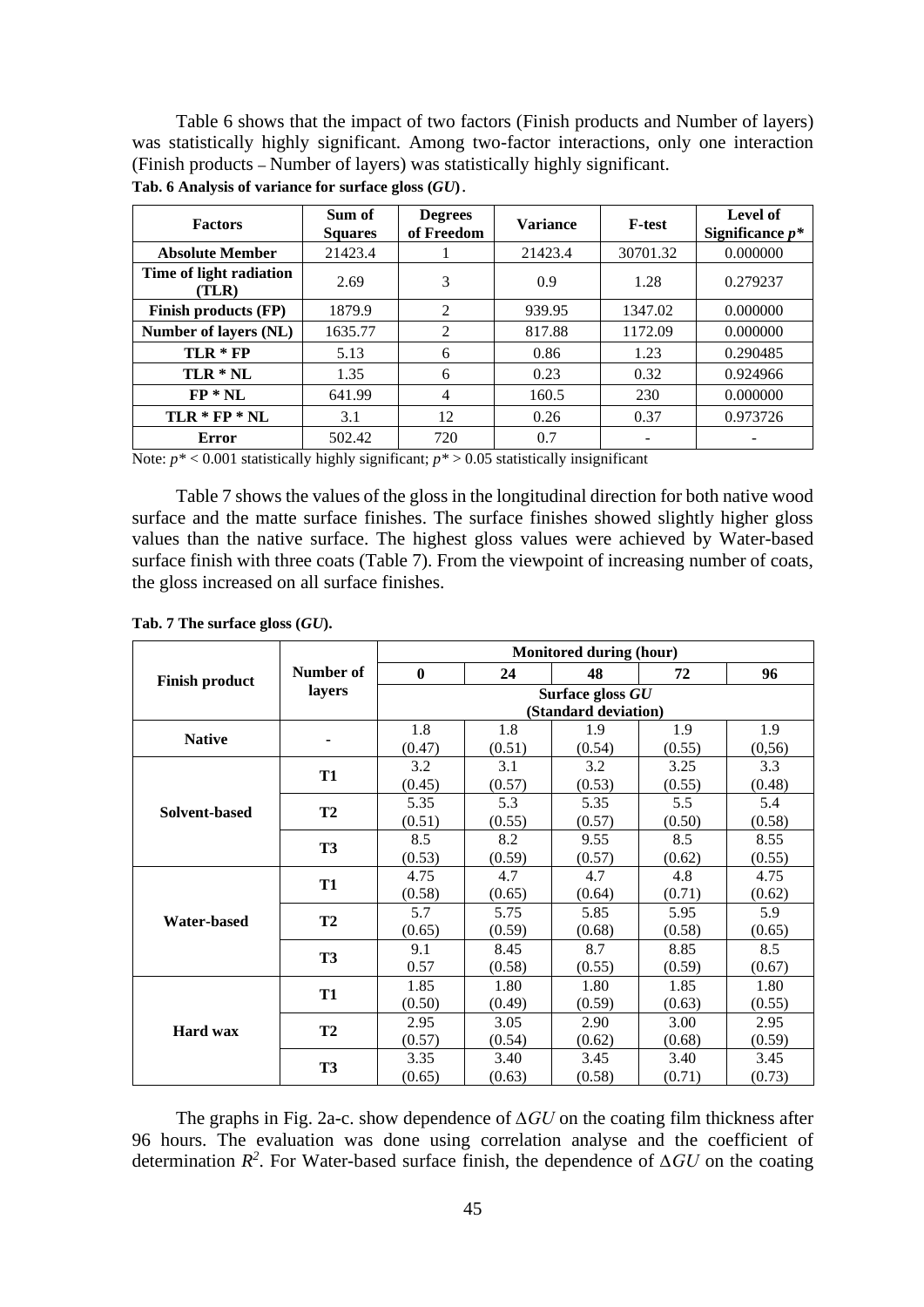Table 6 shows that the impact of two factors (Finish products and Number of layers) was statistically highly significant. Among two-factor interactions, only one interaction (Finish products – Number of layers) was statistically highly significant.

**Tab. 6 Analysis of variance for surface gloss (*GU*).**

| Factors | Sum of Squares | Degrees of Freedom | Variance | F-test | Level of Significance $p$* |
|---|---|---|---|---|---|
| **Absolute Member** | 21423.4 | 1 | 21423.4 | 30701.32 | 0.000000 |
| **Time of light radiation (TLR)** | 2.69 | 3 | 0.9 | 1.28 | 0.279237 |
| **Finish products (FP)** | 1879.9 | 2 | 939.95 | 1347.02 | 0.000000 |
| **Number of layers (NL)** | 1635.77 | 2 | 817.88 | 1172.09 | 0.000000 |
| **TLR * FP** | 5.13 | 6 | 0.86 | 1.23 | 0.290485 |
| **TLR * NL** | 1.35 | 6 | 0.23 | 0.32 | 0.924966 |
| **FP * NL** | 641.99 | 4 | 160.5 | 230 | 0.000000 |
| **TLR * FP * NL** | 3.1 | 12 | 0.26 | 0.37 | 0.973726 |
| **Error** | 502.42 | 720 | 0.7 | - | - |

Note: $p^* < 0.001$ statistically highly significant; $p^* > 0.05$ statistically insignificant

Table 7 shows the values of the gloss in the longitudinal direction for both native wood surface and the matte surface finishes. The surface finishes showed slightly higher gloss values than the native surface. The highest gloss values were achieved by Water-based surface finish with three coats (Table 7). From the viewpoint of increasing number of coats, the gloss increased on all surface finishes.

**Tab. 7 The surface gloss (*GU*).**

| Finish product | Number of layers | Monitored during (hour) | | | | |
|---|---|---|---|---|---|---|
| | | **0** | **24** | **48** | **72** | **96** |
| | | Surface gloss *GU* (Standard deviation) | | | | |
| **Native** | - | 1.8 (0.47) | 1.8 (0.51) | 1.9 (0.54) | 1.9 (0.55) | 1.9 (0,56) |
| **Solvent-based** | **T1** | 3.2 (0.45) | 3.1 (0.57) | 3.2 (0.53) | 3.25 (0.55) | 3.3 (0.48) |
| | **T2** | 5.35 (0.51) | 5.3 (0.55) | 5.35 (0.57) | 5.5 (0.50) | 5.4 (0.58) |
| | **T3** | 8.5 (0.53) | 8.2 (0.59) | 9.55 (0.57) | 8.5 (0.62) | 8.55 (0.55) |
| **Water-based** | **T1** | 4.75 (0.58) | 4.7 (0.65) | 4.7 (0.64) | 4.8 (0.71) | 4.75 (0.62) |
| | **T2** | 5.7 (0.65) | 5.75 (0.59) | 5.85 (0.68) | 5.95 (0.58) | 5.9 (0.65) |
| | **T3** | 9.1 0.57 | 8.45 (0.58) | 8.7 (0.55) | 8.85 (0.59) | 8.5 (0.67) |
| **Hard wax** | **T1** | 1.85 (0.50) | 1.80 (0.49) | 1.80 (0.59) | 1.85 (0.63) | 1.80 (0.55) |
| | **T2** | 2.95 (0.57) | 3.05 (0.54) | 2.90 (0.62) | 3.00 (0.68) | 2.95 (0.59) |
| | **T3** | 3.35 (0.65) | 3.40 (0.63) | 3.45 (0.58) | 3.40 (0.71) | 3.45 (0.73) |

The graphs in Fig. 2a-c. show dependence of $\Delta GU$ on the coating film thickness after 96 hours. The evaluation was done using correlation analyse and the coefficient of determination $R^2$. For Water-based surface finish, the dependence of $\Delta GU$ on the coating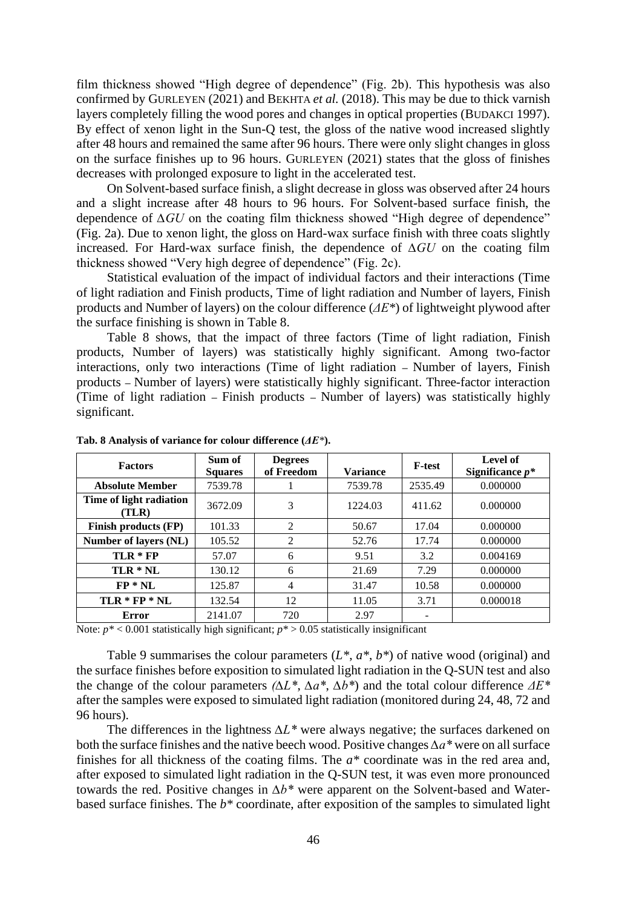film thickness showed "High degree of dependence" (Fig. 2b). This hypothesis was also confirmed by GURLEYEN (2021) and BEKHTA *et al.* (2018). This may be due to thick varnish layers completely filling the wood pores and changes in optical properties (BUDAKCI 1997). By effect of xenon light in the Sun-Q test, the gloss of the native wood increased slightly after 48 hours and remained the same after 96 hours. There were only slight changes in gloss on the surface finishes up to 96 hours. GURLEYEN (2021) states that the gloss of finishes decreases with prolonged exposure to light in the accelerated test.

On Solvent-based surface finish, a slight decrease in gloss was observed after 24 hours and a slight increase after 48 hours to 96 hours. For Solvent-based surface finish, the dependence of $\Delta GU$ on the coating film thickness showed "High degree of dependence" (Fig. 2a). Due to xenon light, the gloss on Hard-wax surface finish with three coats slightly increased. For Hard-wax surface finish, the dependence of $\Delta GU$ on the coating film thickness showed "Very high degree of dependence" (Fig. 2c).

Statistical evaluation of the impact of individual factors and their interactions (Time of light radiation and Finish products, Time of light radiation and Number of layers, Finish products and Number of layers) on the colour difference ($\Delta E^*$) of lightweight plywood after the surface finishing is shown in Table 8.

Table 8 shows, that the impact of three factors (Time of light radiation, Finish products, Number of layers) was statistically highly significant. Among two-factor interactions, only two interactions (Time of light radiation – Number of layers, Finish products – Number of layers) were statistically highly significant. Three-factor interaction (Time of light radiation – Finish products – Number of layers) was statistically highly significant.

**Tab. 8 Analysis of variance for colour difference ($\Delta E^*$).**

| Factors | Sum of Squares | Degrees of Freedom | Variance | F-test | Level of Significance $p^*$ |
|---|---|---|---|---|---|
| **Absolute Member** | 7539.78 | 1 | 7539.78 | 2535.49 | 0.000000 |
| **Time of light radiation (TLR)** | 3672.09 | 3 | 1224.03 | 411.62 | 0.000000 |
| **Finish products (FP)** | 101.33 | 2 | 50.67 | 17.04 | 0.000000 |
| **Number of layers (NL)** | 105.52 | 2 | 52.76 | 17.74 | 0.000000 |
| **TLR * FP** | 57.07 | 6 | 9.51 | 3.2 | 0.004169 |
| **TLR * NL** | 130.12 | 6 | 21.69 | 7.29 | 0.000000 |
| **FP * NL** | 125.87 | 4 | 31.47 | 10.58 | 0.000000 |
| **TLR * FP * NL** | 132.54 | 12 | 11.05 | 3.71 | 0.000018 |
| **Error** | 2141.07 | 720 | 2.97 | - | |

Note: $p^* < 0.001$ statistically high significant; $p^* > 0.05$ statistically insignificant

Table 9 summarises the colour parameters ($L^*$, $a^*$, $b^*$) of native wood (original) and the surface finishes before exposition to simulated light radiation in the Q-SUN test and also the change of the colour parameters ($\Delta L^*$, $\Delta a^*$, $\Delta b^*$) and the total colour difference $\Delta E^*$ after the samples were exposed to simulated light radiation (monitored during 24, 48, 72 and 96 hours).

The differences in the lightness $\Delta L^*$ were always negative; the surfaces darkened on both the surface finishes and the native beech wood. Positive changes $\Delta a^*$ were on all surface finishes for all thickness of the coating films. The $a^*$ coordinate was in the red area and, after exposed to simulated light radiation in the Q-SUN test, it was even more pronounced towards the red. Positive changes in $\Delta b^*$ were apparent on the Solvent-based and Water-based surface finishes. The $b^*$ coordinate, after exposition of the samples to simulated light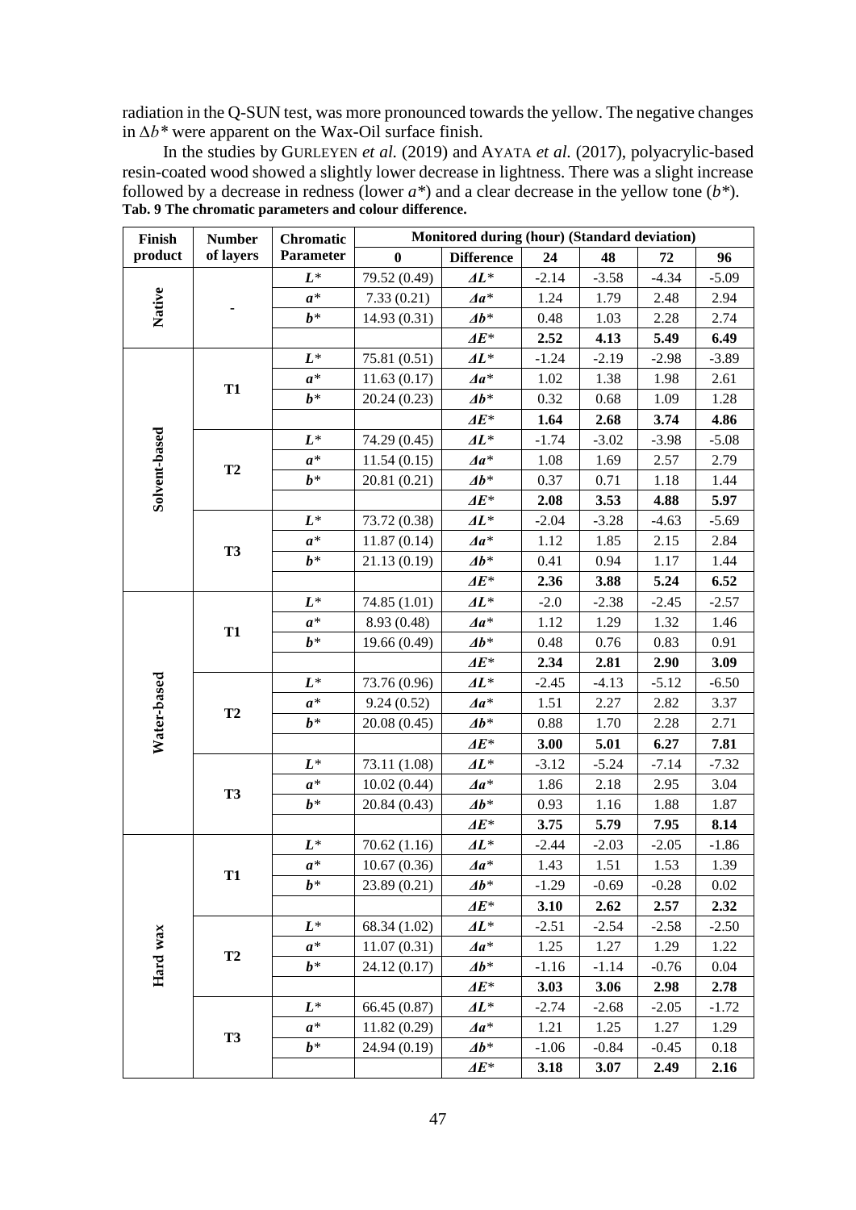radiation in the Q-SUN test, was more pronounced towards the yellow. The negative changes in $\Delta b^*$ were apparent on the Wax-Oil surface finish.

In the studies by GURLEYEN *et al.* (2019) and AYATA *et al.* (2017), polyacrylic-based resin-coated wood showed a slightly lower decrease in lightness. There was a slight increase followed by a decrease in redness (lower $a^*$) and a clear decrease in the yellow tone ($b^*$).

**Tab. 9 The chromatic parameters and colour difference.**

| Finish product | Number of layers | Chromatic Parameter | Monitored during (hour) (Standard deviation) | | | | | |
|---|---|---|---|---|---|---|---|---|
| | | | **0** | **Difference** | **24** | **48** | **72** | **96** |
| Native | - | $L^*$ | 79.52 (0.49) | $\Delta L^*$ | -2.14 | -3.58 | -4.34 | -5.09 |
| | | $a^*$ | 7.33 (0.21) | $\Delta a^*$ | 1.24 | 1.79 | 2.48 | 2.94 |
| | | $b^*$ | 14.93 (0.31) | $\Delta b^*$ | 0.48 | 1.03 | 2.28 | 2.74 |
| | | | | $\Delta E^*$ | **2.52** | **4.13** | **5.49** | **6.49** |
| Solvent-based | T1 | $L^*$ | 75.81 (0.51) | $\Delta L^*$ | -1.24 | -2.19 | -2.98 | -3.89 |
| | | $a^*$ | 11.63 (0.17) | $\Delta a^*$ | 1.02 | 1.38 | 1.98 | 2.61 |
| | | $b^*$ | 20.24 (0.23) | $\Delta b^*$ | 0.32 | 0.68 | 1.09 | 1.28 |
| | | | | $\Delta E^*$ | **1.64** | **2.68** | **3.74** | **4.86** |
| | T2 | $L^*$ | 74.29 (0.45) | $\Delta L^*$ | -1.74 | -3.02 | -3.98 | -5.08 |
| | | $a^*$ | 11.54 (0.15) | $\Delta a^*$ | 1.08 | 1.69 | 2.57 | 2.79 |
| | | $b^*$ | 20.81 (0.21) | $\Delta b^*$ | 0.37 | 0.71 | 1.18 | 1.44 |
| | | | | $\Delta E^*$ | **2.08** | **3.53** | **4.88** | **5.97** |
| | T3 | $L^*$ | 73.72 (0.38) | $\Delta L^*$ | -2.04 | -3.28 | -4.63 | -5.69 |
| | | $a^*$ | 11.87 (0.14) | $\Delta a^*$ | 1.12 | 1.85 | 2.15 | 2.84 |
| | | $b^*$ | 21.13 (0.19) | $\Delta b^*$ | 0.41 | 0.94 | 1.17 | 1.44 |
| | | | | $\Delta E^*$ | **2.36** | **3.88** | **5.24** | **6.52** |
| Water-based | T1 | $L^*$ | 74.85 (1.01) | $\Delta L^*$ | -2.0 | -2.38 | -2.45 | -2.57 |
| | | $a^*$ | 8.93 (0.48) | $\Delta a^*$ | 1.12 | 1.29 | 1.32 | 1.46 |
| | | $b^*$ | 19.66 (0.49) | $\Delta b^*$ | 0.48 | 0.76 | 0.83 | 0.91 |
| | | | | $\Delta E^*$ | **2.34** | **2.81** | **2.90** | **3.09** |
| | T2 | $L^*$ | 73.76 (0.96) | $\Delta L^*$ | -2.45 | -4.13 | -5.12 | -6.50 |
| | | $a^*$ | 9.24 (0.52) | $\Delta a^*$ | 1.51 | 2.27 | 2.82 | 3.37 |
| | | $b^*$ | 20.08 (0.45) | $\Delta b^*$ | 0.88 | 1.70 | 2.28 | 2.71 |
| | | | | $\Delta E^*$ | **3.00** | **5.01** | **6.27** | **7.81** |
| | T3 | $L^*$ | 73.11 (1.08) | $\Delta L^*$ | -3.12 | -5.24 | -7.14 | -7.32 |
| | | $a^*$ | 10.02 (0.44) | $\Delta a^*$ | 1.86 | 2.18 | 2.95 | 3.04 |
| | | $b^*$ | 20.84 (0.43) | $\Delta b^*$ | 0.93 | 1.16 | 1.88 | 1.87 |
| | | | | $\Delta E^*$ | **3.75** | **5.79** | **7.95** | **8.14** |
| Hard wax | T1 | $L^*$ | 70.62 (1.16) | $\Delta L^*$ | -2.44 | -2.03 | -2.05 | -1.86 |
| | | $a^*$ | 10.67 (0.36) | $\Delta a^*$ | 1.43 | 1.51 | 1.53 | 1.39 |
| | | $b^*$ | 23.89 (0.21) | $\Delta b^*$ | -1.29 | -0.69 | -0.28 | 0.02 |
| | | | | $\Delta E^*$ | **3.10** | **2.62** | **2.57** | **2.32** |
| | T2 | $L^*$ | 68.34 (1.02) | $\Delta L^*$ | -2.51 | -2.54 | -2.58 | -2.50 |
| | | $a^*$ | 11.07 (0.31) | $\Delta a^*$ | 1.25 | 1.27 | 1.29 | 1.22 |
| | | $b^*$ | 24.12 (0.17) | $\Delta b^*$ | -1.16 | -1.14 | -0.76 | 0.04 |
| | | | | $\Delta E^*$ | **3.03** | **3.06** | **2.98** | **2.78** |
| | T3 | $L^*$ | 66.45 (0.87) | $\Delta L^*$ | -2.74 | -2.68 | -2.05 | -1.72 |
| | | $a^*$ | 11.82 (0.29) | $\Delta a^*$ | 1.21 | 1.25 | 1.27 | 1.29 |
| | | $b^*$ | 24.94 (0.19) | $\Delta b^*$ | -1.06 | -0.84 | -0.45 | 0.18 |
| | | | | $\Delta E^*$ | **3.18** | **3.07** | **2.49** | **2.16** |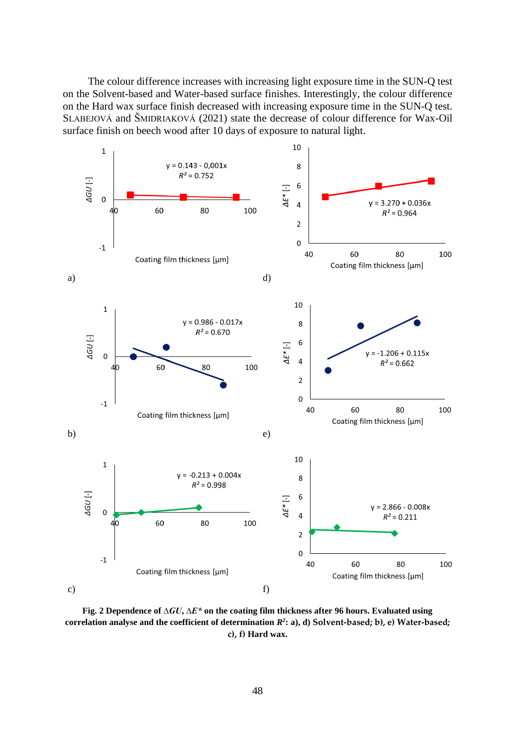The colour difference increases with increasing light exposure time in the SUN-Q test on the Solvent-based and Water-based surface finishes. Interestingly, the colour difference on the Hard wax surface finish decreased with increasing exposure time in the SUN-Q test. SLABEJOVÁ and ŠMIDRIAKOVÁ (2021) state the decrease of colour difference for Wax-Oil surface finish on beech wood after 10 days of exposure to natural light.

a) $y = 0.143 - 0{,}001x$, $R^2 = 0.752$ — ΔGU [-] vs. Coating film thickness [µm]

d) $y = 3.270 + 0.036x$, $R^2 = 0.964$ — ΔE* [-] vs. Coating film thickness [µm]

b) $y = 0.986 - 0.017x$, $R^2 = 0.670$ — ΔGU [-] vs. Coating film thickness [µm]

e) $y = -1.206 + 0.115x$, $R^2 = 0.662$ — ΔE* [-] vs. Coating film thickness [µm]

c) $y = -0.213 + 0.004x$, $R^2 = 0.998$ — ΔGU [-] vs. Coating film thickness [µm]

f) $y = 2.866 - 0.008x$, $R^2 = 0.211$ — ΔE* [-] vs. Coating film thickness [µm]

**Fig. 2 Dependence of $\Delta GU$, $\Delta E^*$ on the coating film thickness after 96 hours. Evaluated using correlation analyse and the coefficient of determination $R^2$: a), d) Solvent-based; b), e) Water-based; c), f) Hard wax.**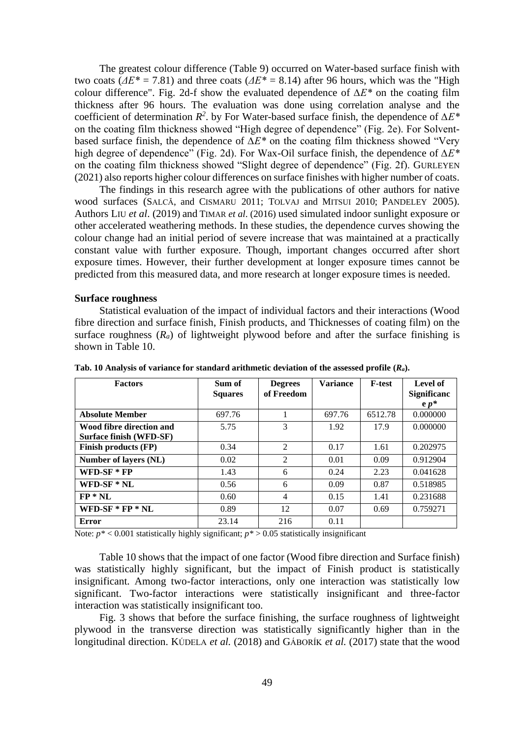The greatest colour difference (Table 9) occurred on Water-based surface finish with two coats ($\Delta E^*$ = 7.81) and three coats ($\Delta E^*$ = 8.14) after 96 hours, which was the "High colour difference". Fig. 2d-f show the evaluated dependence of $\Delta E^*$ on the coating film thickness after 96 hours. The evaluation was done using correlation analyse and the coefficient of determination $R^2$. by For Water-based surface finish, the dependence of $\Delta E^*$ on the coating film thickness showed "High degree of dependence" (Fig. 2e). For Solvent-based surface finish, the dependence of $\Delta E^*$ on the coating film thickness showed "Very high degree of dependence" (Fig. 2d). For Wax-Oil surface finish, the dependence of $\Delta E^*$ on the coating film thickness showed "Slight degree of dependence" (Fig. 2f). GURLEYEN (2021) also reports higher colour differences on surface finishes with higher number of coats.

The findings in this research agree with the publications of other authors for native wood surfaces (SALCĂ, and CISMARU 2011; TOLVAJ and MITSUI 2010; PANDELEY 2005). Authors LIU *et al*. (2019) and TIMAR *et al*. (2016) used simulated indoor sunlight exposure or other accelerated weathering methods. In these studies, the dependence curves showing the colour change had an initial period of severe increase that was maintained at a practically constant value with further exposure. Though, important changes occurred after short exposure times. However, their further development at longer exposure times cannot be predicted from this measured data, and more research at longer exposure times is needed.

### Surface roughness

Statistical evaluation of the impact of individual factors and their interactions (Wood fibre direction and surface finish, Finish products, and Thicknesses of coating film) on the surface roughness ($R_a$) of lightweight plywood before and after the surface finishing is shown in Table 10.

**Tab. 10 Analysis of variance for standard arithmetic deviation of the assessed profile ($R_a$).**

| Factors | Sum of Squares | Degrees of Freedom | Variance | F-test | Level of Significance $p^*$ |
|---|---|---|---|---|---|
| **Absolute Member** | 697.76 | 1 | 697.76 | 6512.78 | 0.000000 |
| **Wood fibre direction and Surface finish (WFD-SF)** | 5.75 | 3 | 1.92 | 17.9 | 0.000000 |
| **Finish products (FP)** | 0.34 | 2 | 0.17 | 1.61 | 0.202975 |
| **Number of layers (NL)** | 0.02 | 2 | 0.01 | 0.09 | 0.912904 |
| **WFD-SF * FP** | 1.43 | 6 | 0.24 | 2.23 | 0.041628 |
| **WFD-SF * NL** | 0.56 | 6 | 0.09 | 0.87 | 0.518985 |
| **FP * NL** | 0.60 | 4 | 0.15 | 1.41 | 0.231688 |
| **WFD-SF * FP * NL** | 0.89 | 12 | 0.07 | 0.69 | 0.759271 |
| **Error** | 23.14 | 216 | 0.11 | | |

Note: $p^* < 0.001$ statistically highly significant; $p^* > 0.05$ statistically insignificant

Table 10 shows that the impact of one factor (Wood fibre direction and Surface finish) was statistically highly significant, but the impact of Finish product is statistically insignificant. Among two-factor interactions, only one interaction was statistically low significant. Two-factor interactions were statistically insignificant and three-factor interaction was statistically insignificant too.

Fig. 3 shows that before the surface finishing, the surface roughness of lightweight plywood in the transverse direction was statistically significantly higher than in the longitudinal direction. KÚDELA *et al.* (2018) and GÁBORÍK *et al.* (2017) state that the wood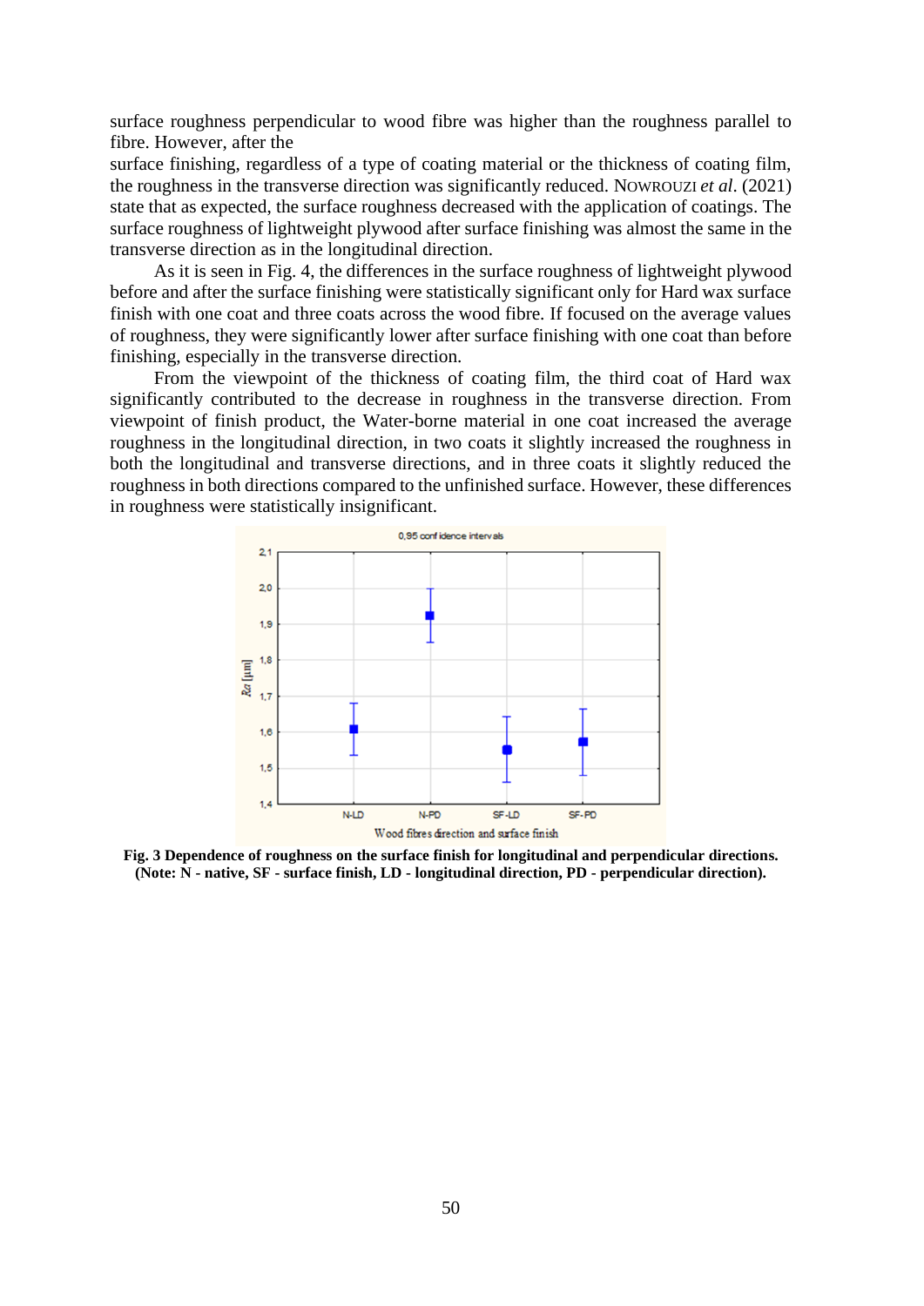surface roughness perpendicular to wood fibre was higher than the roughness parallel to fibre. However, after the
surface finishing, regardless of a type of coating material or the thickness of coating film, the roughness in the transverse direction was significantly reduced. NOWROUZI *et al*. (2021) state that as expected, the surface roughness decreased with the application of coatings. The surface roughness of lightweight plywood after surface finishing was almost the same in the transverse direction as in the longitudinal direction.

As it is seen in Fig. 4, the differences in the surface roughness of lightweight plywood before and after the surface finishing were statistically significant only for Hard wax surface finish with one coat and three coats across the wood fibre. If focused on the average values of roughness, they were significantly lower after surface finishing with one coat than before finishing, especially in the transverse direction.

From the viewpoint of the thickness of coating film, the third coat of Hard wax significantly contributed to the decrease in roughness in the transverse direction. From viewpoint of finish product, the Water-borne material in one coat increased the average roughness in the longitudinal direction, in two coats it slightly increased the roughness in both the longitudinal and transverse directions, and in three coats it slightly reduced the roughness in both directions compared to the unfinished surface. However, these differences in roughness were statistically insignificant.

**Fig. 3 Dependence of roughness on the surface finish for longitudinal and perpendicular directions. (Note: N - native, SF - surface finish, LD - longitudinal direction, PD - perpendicular direction).**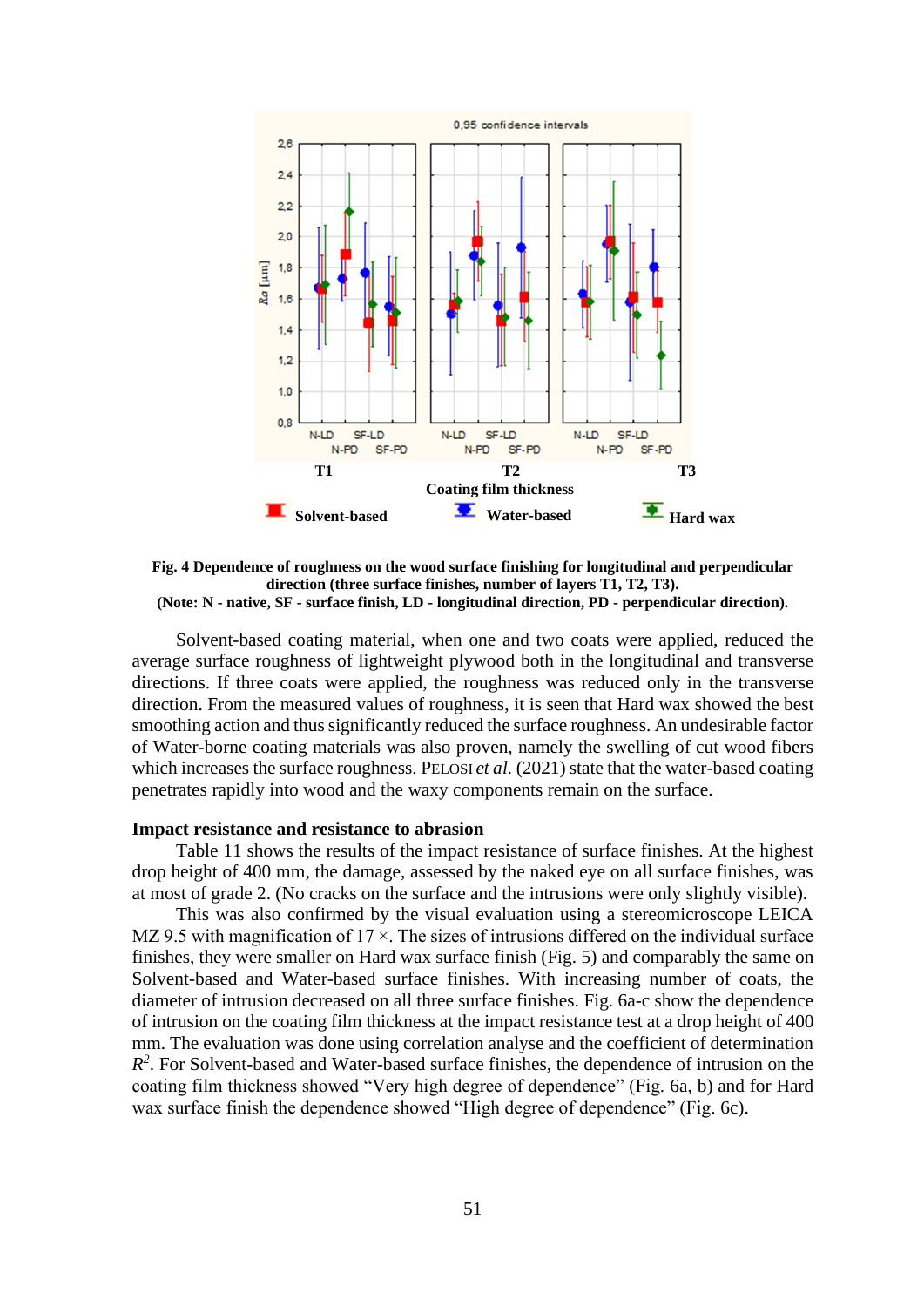**Fig. 4 Dependence of roughness on the wood surface finishing for longitudinal and perpendicular direction (three surface finishes, number of layers T1, T2, T3).**
**(Note: N - native, SF - surface finish, LD - longitudinal direction, PD - perpendicular direction).**

Solvent-based coating material, when one and two coats were applied, reduced the average surface roughness of lightweight plywood both in the longitudinal and transverse directions. If three coats were applied, the roughness was reduced only in the transverse direction. From the measured values of roughness, it is seen that Hard wax showed the best smoothing action and thus significantly reduced the surface roughness. An undesirable factor of Water-borne coating materials was also proven, namely the swelling of cut wood fibers which increases the surface roughness. PELOSI *et al.* (2021) state that the water-based coating penetrates rapidly into wood and the waxy components remain on the surface.

## Impact resistance and resistance to abrasion

Table 11 shows the results of the impact resistance of surface finishes. At the highest drop height of 400 mm, the damage, assessed by the naked eye on all surface finishes, was at most of grade 2. (No cracks on the surface and the intrusions were only slightly visible).

This was also confirmed by the visual evaluation using a stereomicroscope LEICA MZ 9.5 with magnification of 17 ×. The sizes of intrusions differed on the individual surface finishes, they were smaller on Hard wax surface finish (Fig. 5) and comparably the same on Solvent-based and Water-based surface finishes. With increasing number of coats, the diameter of intrusion decreased on all three surface finishes. Fig. 6a-c show the dependence of intrusion on the coating film thickness at the impact resistance test at a drop height of 400 mm. The evaluation was done using correlation analyse and the coefficient of determination $R^2$. For Solvent-based and Water-based surface finishes, the dependence of intrusion on the coating film thickness showed "Very high degree of dependence" (Fig. 6a, b) and for Hard wax surface finish the dependence showed "High degree of dependence" (Fig. 6c).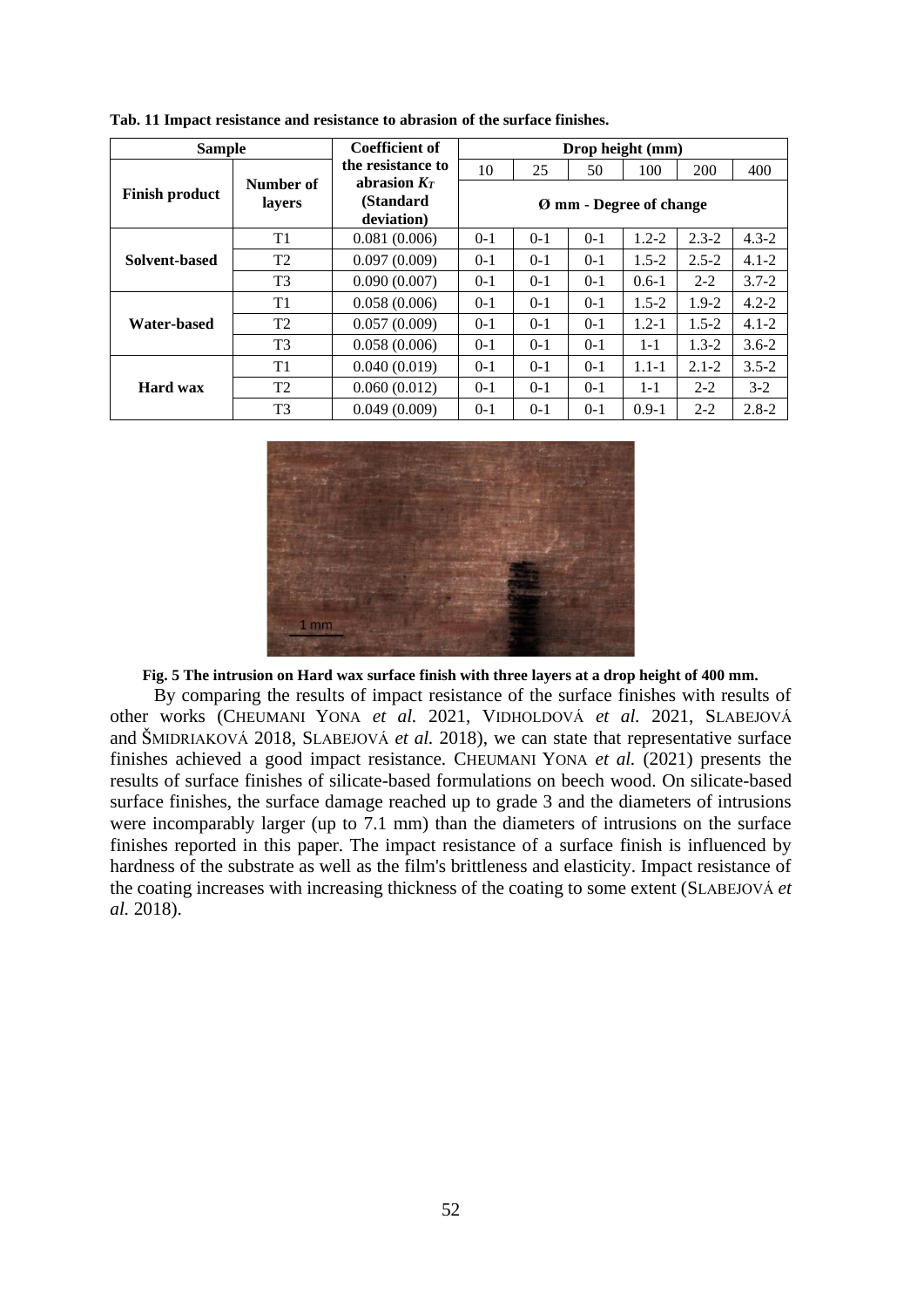**Tab. 11 Impact resistance and resistance to abrasion of the surface finishes.**

| Sample | | Coefficient of the resistance to abrasion $K_T$ (Standard deviation) | Drop height (mm) | | | | | |
|---|---|---|---|---|---|---|---|---|
| Finish product | Number of layers | | 10 | 25 | 50 | 100 | 200 | 400 |
| | | | Ø mm - Degree of change | | | | | |
| Solvent-based | T1 | 0.081 (0.006) | 0-1 | 0-1 | 0-1 | 1.2-2 | 2.3-2 | 4.3-2 |
| | T2 | 0.097 (0.009) | 0-1 | 0-1 | 0-1 | 1.5-2 | 2.5-2 | 4.1-2 |
| | T3 | 0.090 (0.007) | 0-1 | 0-1 | 0-1 | 0.6-1 | 2-2 | 3.7-2 |
| Water-based | T1 | 0.058 (0.006) | 0-1 | 0-1 | 0-1 | 1.5-2 | 1.9-2 | 4.2-2 |
| | T2 | 0.057 (0.009) | 0-1 | 0-1 | 0-1 | 1.2-1 | 1.5-2 | 4.1-2 |
| | T3 | 0.058 (0.006) | 0-1 | 0-1 | 0-1 | 1-1 | 1.3-2 | 3.6-2 |
| Hard wax | T1 | 0.040 (0.019) | 0-1 | 0-1 | 0-1 | 1.1-1 | 2.1-2 | 3.5-2 |
| | T2 | 0.060 (0.012) | 0-1 | 0-1 | 0-1 | 1-1 | 2-2 | 3-2 |
| | T3 | 0.049 (0.009) | 0-1 | 0-1 | 0-1 | 0.9-1 | 2-2 | 2.8-2 |

**Fig. 5 The intrusion on Hard wax surface finish with three layers at a drop height of 400 mm.**

By comparing the results of impact resistance of the surface finishes with results of other works (CHEUMANI YONA *et al.* 2021, VIDHOLDOVÁ *et al.* 2021, SLABEJOVÁ and ŠMIDRIAKOVÁ 2018, SLABEJOVÁ *et al.* 2018), we can state that representative surface finishes achieved a good impact resistance. CHEUMANI YONA *et al.* (2021) presents the results of surface finishes of silicate-based formulations on beech wood. On silicate-based surface finishes, the surface damage reached up to grade 3 and the diameters of intrusions were incomparably larger (up to 7.1 mm) than the diameters of intrusions on the surface finishes reported in this paper. The impact resistance of a surface finish is influenced by hardness of the substrate as well as the film's brittleness and elasticity. Impact resistance of the coating increases with increasing thickness of the coating to some extent (SLABEJOVÁ *et al.* 2018).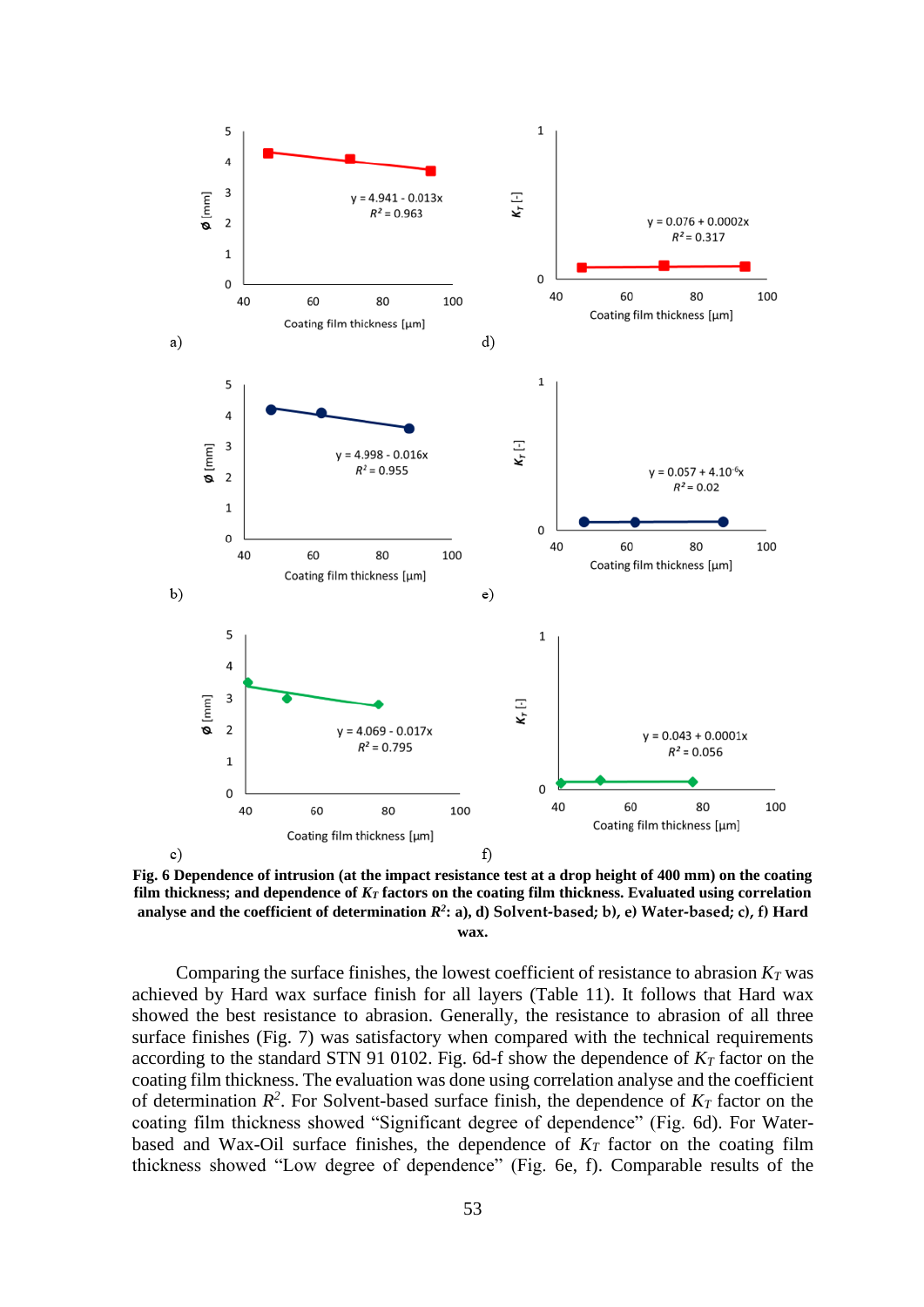**Fig. 6 Dependence of intrusion (at the impact resistance test at a drop height of 400 mm) on the coating film thickness; and dependence of $K_T$ factors on the coating film thickness. Evaluated using correlation analyse and the coefficient of determination $R^2$: a), d) Solvent-based; b), e) Water-based; c), f) Hard wax.**

Comparing the surface finishes, the lowest coefficient of resistance to abrasion $K_T$ was achieved by Hard wax surface finish for all layers (Table 11). It follows that Hard wax showed the best resistance to abrasion. Generally, the resistance to abrasion of all three surface finishes (Fig. 7) was satisfactory when compared with the technical requirements according to the standard STN 91 0102. Fig. 6d-f show the dependence of $K_T$ factor on the coating film thickness. The evaluation was done using correlation analyse and the coefficient of determination $R^2$. For Solvent-based surface finish, the dependence of $K_T$ factor on the coating film thickness showed "Significant degree of dependence" (Fig. 6d). For Water-based and Wax-Oil surface finishes, the dependence of $K_T$ factor on the coating film thickness showed "Low degree of dependence" (Fig. 6e, f). Comparable results of the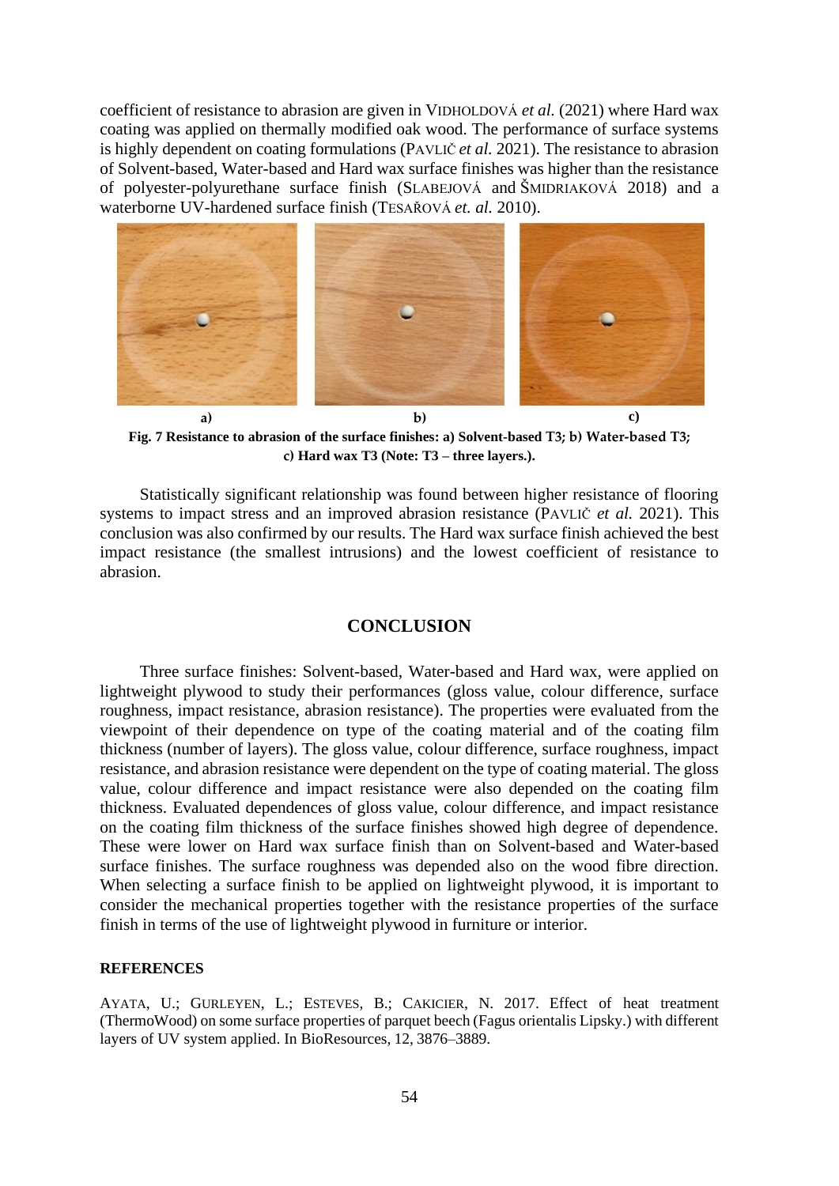coefficient of resistance to abrasion are given in VIDHOLDOVÁ *et al.* (2021) where Hard wax coating was applied on thermally modified oak wood. The performance of surface systems is highly dependent on coating formulations (PAVLIČ *et al.* 2021). The resistance to abrasion of Solvent-based, Water-based and Hard wax surface finishes was higher than the resistance of polyester-polyurethane surface finish (SLABEJOVÁ and ŠMIDRIAKOVÁ 2018) and a waterborne UV-hardened surface finish (TESAŘOVÁ *et. al.* 2010).

a) b) c)

**Fig. 7 Resistance to abrasion of the surface finishes: a) Solvent-based T3; b) Water-based T3; c) Hard wax T3 (Note: T3 – three layers.).**

Statistically significant relationship was found between higher resistance of flooring systems to impact stress and an improved abrasion resistance (PAVLIČ *et al.* 2021). This conclusion was also confirmed by our results. The Hard wax surface finish achieved the best impact resistance (the smallest intrusions) and the lowest coefficient of resistance to abrasion.

## CONCLUSION

Three surface finishes: Solvent-based, Water-based and Hard wax, were applied on lightweight plywood to study their performances (gloss value, colour difference, surface roughness, impact resistance, abrasion resistance). The properties were evaluated from the viewpoint of their dependence on type of the coating material and of the coating film thickness (number of layers). The gloss value, colour difference, surface roughness, impact resistance, and abrasion resistance were dependent on the type of coating material. The gloss value, colour difference and impact resistance were also depended on the coating film thickness. Evaluated dependences of gloss value, colour difference, and impact resistance on the coating film thickness of the surface finishes showed high degree of dependence. These were lower on Hard wax surface finish than on Solvent-based and Water-based surface finishes. The surface roughness was depended also on the wood fibre direction. When selecting a surface finish to be applied on lightweight plywood, it is important to consider the mechanical properties together with the resistance properties of the surface finish in terms of the use of lightweight plywood in furniture or interior.

**REFERENCES**

AYATA, U.; GURLEYEN, L.; ESTEVES, B.; CAKICIER, N. 2017. Effect of heat treatment (ThermoWood) on some surface properties of parquet beech (Fagus orientalis Lipsky.) with different layers of UV system applied. In BioResources, 12, 3876–3889.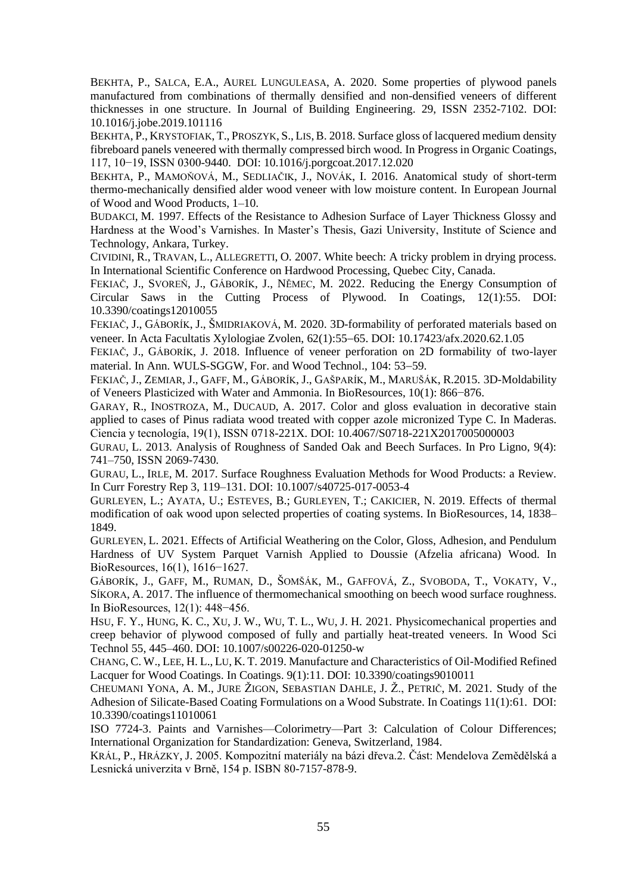BEKHTA, P., SALCA, E.A., AUREL LUNGULEASA, A. 2020. Some properties of plywood panels manufactured from combinations of thermally densified and non-densified veneers of different thicknesses in one structure. In Journal of Building Engineering. 29, ISSN 2352-7102. DOI: 10.1016/j.jobe.2019.101116

BEKHTA, P., KRYSTOFIAK, T., PROSZYK, S., LIS, B. 2018. Surface gloss of lacquered medium density fibreboard panels veneered with thermally compressed birch wood. In Progress in Organic Coatings, 117, 10−19, ISSN 0300-9440. DOI: 10.1016/j.porgcoat.2017.12.020

BEKHTA, P., MAMOŇOVÁ, M., SEDLIAČIK, J., NOVÁK, I. 2016. Anatomical study of short-term thermo-mechanically densified alder wood veneer with low moisture content. In European Journal of Wood and Wood Products, 1–10.

BUDAKCI, M. 1997. Effects of the Resistance to Adhesion Surface of Layer Thickness Glossy and Hardness at the Wood's Varnishes. In Master's Thesis, Gazi University, Institute of Science and Technology, Ankara, Turkey.

CIVIDINI, R., TRAVAN, L., ALLEGRETTI, O. 2007. White beech: A tricky problem in drying process. In International Scientific Conference on Hardwood Processing, Quebec City, Canada.

FEKIAČ, J., SVOREŇ, J., GÁBORÍK, J., NĚMEC, M. 2022. Reducing the Energy Consumption of Circular Saws in the Cutting Process of Plywood. In Coatings, 12(1):55. DOI: 10.3390/coatings12010055

FEKIAČ, J., GÁBORÍK, J., ŠMIDRIAKOVÁ, M. 2020. 3D-formability of perforated materials based on veneer. In Acta Facultatis Xylologiae Zvolen, 62(1):55−65. DOI: 10.17423/afx.2020.62.1.05

FEKIAČ, J., GÁBORÍK, J. 2018. Influence of veneer perforation on 2D formability of two-layer material. In Ann. WULS-SGGW, For. and Wood Technol., 104: 53−59.

FEKIAČ, J., ZEMIAR, J., GAFF, M., GÁBORÍK, J., GAŠPARÍK, M., MARUŠÁK, R.2015. 3D-Moldability of Veneers Plasticized with Water and Ammonia. In BioResources, 10(1): 866−876.

GARAY, R., INOSTROZA, M., DUCAUD, A. 2017. Color and gloss evaluation in decorative stain applied to cases of Pinus radiata wood treated with copper azole micronized Type C. In Maderas. Ciencia y tecnología, 19(1), ISSN 0718-221X. DOI: 10.4067/S0718-221X2017005000003

GURAU, L. 2013. Analysis of Roughness of Sanded Oak and Beech Surfaces. In Pro Ligno, 9(4): 741–750, ISSN 2069-7430.

GURAU, L., IRLE, M. 2017. Surface Roughness Evaluation Methods for Wood Products: a Review. In Curr Forestry Rep 3, 119–131. DOI: 10.1007/s40725-017-0053-4

GURLEYEN, L.; AYATA, U.; ESTEVES, B.; GURLEYEN, T.; CAKICIER, N. 2019. Effects of thermal modification of oak wood upon selected properties of coating systems. In BioResources, 14, 1838–1849.

GURLEYEN, L. 2021. Effects of Artificial Weathering on the Color, Gloss, Adhesion, and Pendulum Hardness of UV System Parquet Varnish Applied to Doussie (Afzelia africana) Wood. In BioResources, 16(1), 1616−1627.

GÁBORÍK, J., GAFF, M., RUMAN, D., ŠOMŠÁK, M., GAFFOVÁ, Z., SVOBODA, T., VOKATY, V., SÍKORA, A. 2017. The influence of thermomechanical smoothing on beech wood surface roughness. In BioResources, 12(1): 448−456.

HSU, F. Y., HUNG, K. C., XU, J. W., WU, T. L., WU, J. H. 2021. Physicomechanical properties and creep behavior of plywood composed of fully and partially heat-treated veneers. In Wood Sci Technol 55, 445–460. DOI: 10.1007/s00226-020-01250-w

CHANG, C. W., LEE, H. L., LU, K. T. 2019. Manufacture and Characteristics of Oil-Modified Refined Lacquer for Wood Coatings. In Coatings. 9(1):11. DOI: 10.3390/coatings9010011

CHEUMANI YONA, A. M., JURE ŽIGON, SEBASTIAN DAHLE, J. Ž., PETRIČ, M. 2021. Study of the Adhesion of Silicate-Based Coating Formulations on a Wood Substrate. In Coatings 11(1):61. DOI: 10.3390/coatings11010061

ISO 7724-3. Paints and Varnishes—Colorimetry—Part 3: Calculation of Colour Differences; International Organization for Standardization: Geneva, Switzerland, 1984.

KRÁL, P., HRÁZKY, J. 2005. Kompozitní materiály na bázi dřeva.2. Část: Mendelova Zemědělská a Lesnická univerzita v Brně, 154 p. ISBN 80-7157-878-9.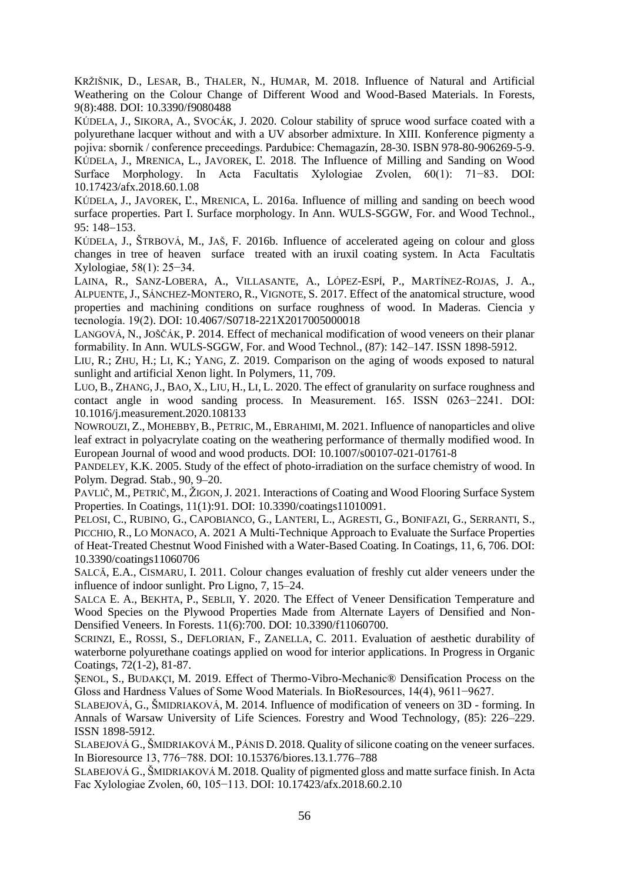KRŽIŠNIK, D., LESAR, B., THALER, N., HUMAR, M. 2018. Influence of Natural and Artificial Weathering on the Colour Change of Different Wood and Wood-Based Materials. In Forests, 9(8):488. DOI: 10.3390/f9080488

KÚDELA, J., SIKORA, A., SVOCÁK, J. 2020. Colour stability of spruce wood surface coated with a polyurethane lacquer without and with a UV absorber admixture. In XIII. Konference pigmenty a pojiva: sbornik / conference preceedings. Pardubice: Chemagazín, 28-30. ISBN 978-80-906269-5-9.

KÚDELA, J., MRENICA, L., JAVOREK, Ľ. 2018. The Influence of Milling and Sanding on Wood Surface Morphology. In Acta Facultatis Xylologiae Zvolen, 60(1): 71−83. DOI: 10.17423/afx.2018.60.1.08

KÚDELA, J., JAVOREK, Ľ., MRENICA, L. 2016a. Influence of milling and sanding on beech wood surface properties. Part I. Surface morphology. In Ann. WULS-SGGW, For. and Wood Technol., 95: 148–153.

KÚDELA, J., ŠTRBOVÁ, M., JAŠ, F. 2016b. Influence of accelerated ageing on colour and gloss changes in tree of heaven surface treated with an iruxil coating system. In Acta Facultatis Xylologiae, 58(1): 25−34.

LAINA, R., SANZ-LOBERA, A., VILLASANTE, A., LÓPEZ-ESPÍ, P., MARTÍNEZ-ROJAS, J. A., ALPUENTE, J., SÁNCHEZ-MONTERO, R., VIGNOTE, S. 2017. Effect of the anatomical structure, wood properties and machining conditions on surface roughness of wood. In Maderas. Ciencia y tecnología. 19(2). DOI: 10.4067/S0718-221X2017005000018

LANGOVÁ, N., JOŠČÁK, P. 2014. Effect of mechanical modification of wood veneers on their planar formability. In Ann. WULS-SGGW, For. and Wood Technol., (87): 142–147. ISSN 1898-5912.

LIU, R.; ZHU, H.; LI, K.; YANG, Z. 2019. Comparison on the aging of woods exposed to natural sunlight and artificial Xenon light. In Polymers, 11, 709.

LUO, B., ZHANG, J., BAO, X., LIU, H., LI, L. 2020. The effect of granularity on surface roughness and contact angle in wood sanding process. In Measurement. 165. ISSN 0263−2241. DOI: 10.1016/j.measurement.2020.108133

NOWROUZI, Z., MOHEBBY, B., PETRIC, M., EBRAHIMI, M. 2021. Influence of nanoparticles and olive leaf extract in polyacrylate coating on the weathering performance of thermally modified wood. In European Journal of wood and wood products. DOI: 10.1007/s00107-021-01761-8

PANDELEY, K.K. 2005. Study of the effect of photo-irradiation on the surface chemistry of wood. In Polym. Degrad. Stab., 90, 9–20.

PAVLIČ, M., PETRIČ, M., ŽIGON, J. 2021. Interactions of Coating and Wood Flooring Surface System Properties. In Coatings, 11(1):91. DOI: 10.3390/coatings11010091.

PELOSI, C., RUBINO, G., CAPOBIANCO, G., LANTERI, L., AGRESTI, G., BONIFAZI, G., SERRANTI, S., PICCHIO, R., LO MONACO, A. 2021 A Multi-Technique Approach to Evaluate the Surface Properties of Heat-Treated Chestnut Wood Finished with a Water-Based Coating. In Coatings, 11, 6, 706. DOI: 10.3390/coatings11060706

SALCĂ, E.A., CISMARU, I. 2011. Colour changes evaluation of freshly cut alder veneers under the influence of indoor sunlight. Pro Ligno, 7, 15–24.

SALCA E. A., BEKHTA, P., SEBLII, Y. 2020. The Effect of Veneer Densification Temperature and Wood Species on the Plywood Properties Made from Alternate Layers of Densified and Non-Densified Veneers. In Forests. 11(6):700. DOI: 10.3390/f11060700.

SCRINZI, E., ROSSI, S., DEFLORIAN, F., ZANELLA, C. 2011. Evaluation of aesthetic durability of waterborne polyurethane coatings applied on wood for interior applications. In Progress in Organic Coatings, 72(1-2), 81-87.

ŞENOL, S., BUDAKÇI, M. 2019. Effect of Thermo-Vibro-Mechanic® Densification Process on the Gloss and Hardness Values of Some Wood Materials. In BioResources, 14(4), 9611−9627.

SLABEJOVÁ, G., ŠMIDRIAKOVÁ, M. 2014. Influence of modification of veneers on 3D - forming. In Annals of Warsaw University of Life Sciences. Forestry and Wood Technology, (85): 226–229. ISSN 1898-5912.

SLABEJOVÁ G., ŠMIDRIAKOVÁ M., PÁNIS D. 2018. Quality of silicone coating on the veneer surfaces. In Bioresource 13, 776−788. DOI: 10.15376/biores.13.1.776–788

SLABEJOVÁ G., ŠMIDRIAKOVÁ M. 2018. Quality of pigmented gloss and matte surface finish. In Acta Fac Xylologiae Zvolen, 60, 105−113. DOI: 10.17423/afx.2018.60.2.10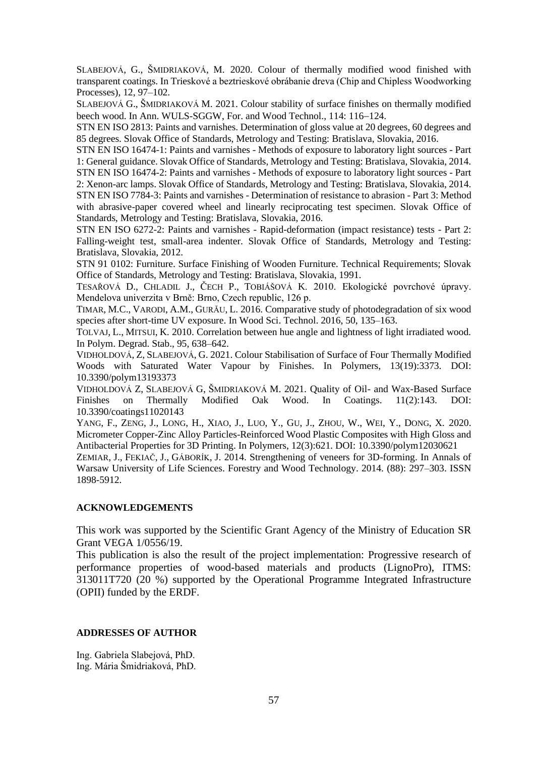SLABEJOVÁ, G., ŠMIDRIAKOVÁ, M. 2020. Colour of thermally modified wood finished with transparent coatings. In Trieskové a beztrieskové obrábanie dreva (Chip and Chipless Woodworking Processes), 12, 97–102.

SLABEJOVÁ G., ŠMIDRIAKOVÁ M. 2021. Colour stability of surface finishes on thermally modified beech wood. In Ann. WULS-SGGW, For. and Wood Technol., 114: 116–124.

STN EN ISO 2813: Paints and varnishes. Determination of gloss value at 20 degrees, 60 degrees and 85 degrees. Slovak Office of Standards, Metrology and Testing: Bratislava, Slovakia, 2016.

STN EN ISO 16474-1: Paints and varnishes - Methods of exposure to laboratory light sources - Part 1: General guidance. Slovak Office of Standards, Metrology and Testing: Bratislava, Slovakia, 2014.

STN EN ISO 16474-2: Paints and varnishes - Methods of exposure to laboratory light sources - Part 2: Xenon-arc lamps. Slovak Office of Standards, Metrology and Testing: Bratislava, Slovakia, 2014.

STN EN ISO 7784-3: Paints and varnishes - Determination of resistance to abrasion - Part 3: Method with abrasive-paper covered wheel and linearly reciprocating test specimen. Slovak Office of Standards, Metrology and Testing: Bratislava, Slovakia, 2016.

STN EN ISO 6272-2: Paints and varnishes - Rapid-deformation (impact resistance) tests - Part 2: Falling-weight test, small-area indenter. Slovak Office of Standards, Metrology and Testing: Bratislava, Slovakia, 2012.

STN 91 0102: Furniture. Surface Finishing of Wooden Furniture. Technical Requirements; Slovak Office of Standards, Metrology and Testing: Bratislava, Slovakia, 1991.

TESAŘOVÁ D., CHLADIL J., ČECH P., TOBIÁŠOVÁ K. 2010. Ekologické povrchové úpravy. Mendelova univerzita v Brně: Brno, Czech republic, 126 p.

TIMAR, M.C., VARODI, A.M., GURĂU, L. 2016. Comparative study of photodegradation of six wood species after short-time UV exposure. In Wood Sci. Technol. 2016, 50, 135–163.

TOLVAJ, L., MITSUI, K. 2010. Correlation between hue angle and lightness of light irradiated wood. In Polym. Degrad. Stab., 95, 638–642.

VIDHOLDOVÁ, Z, SLABEJOVÁ, G. 2021. Colour Stabilisation of Surface of Four Thermally Modified Woods with Saturated Water Vapour by Finishes. In Polymers, 13(19):3373. DOI: 10.3390/polym13193373

VIDHOLDOVÁ Z, SLABEJOVÁ G, ŠMIDRIAKOVÁ M. 2021. Quality of Oil- and Wax-Based Surface Finishes on Thermally Modified Oak Wood. In Coatings. 11(2):143. DOI: 10.3390/coatings11020143

YANG, F., ZENG, J., LONG, H., XIAO, J., LUO, Y., GU, J., ZHOU, W., WEI, Y., DONG, X. 2020. Micrometer Copper-Zinc Alloy Particles-Reinforced Wood Plastic Composites with High Gloss and Antibacterial Properties for 3D Printing. In Polymers, 12(3):621. DOI: 10.3390/polym12030621

ZEMIAR, J., FEKIAČ, J., GÁBORÍK, J. 2014. Strengthening of veneers for 3D-forming. In Annals of Warsaw University of Life Sciences. Forestry and Wood Technology. 2014. (88): 297–303. ISSN 1898-5912.

## ACKNOWLEDGEMENTS

This work was supported by the Scientific Grant Agency of the Ministry of Education SR Grant VEGA 1/0556/19.

This publication is also the result of the project implementation: Progressive research of performance properties of wood-based materials and products (LignoPro), ITMS: 313011T720 (20 %) supported by the Operational Programme Integrated Infrastructure (OPII) funded by the ERDF.

## ADDRESSES OF AUTHOR

Ing. Gabriela Slabejová, PhD.
Ing. Mária Šmidriaková, PhD.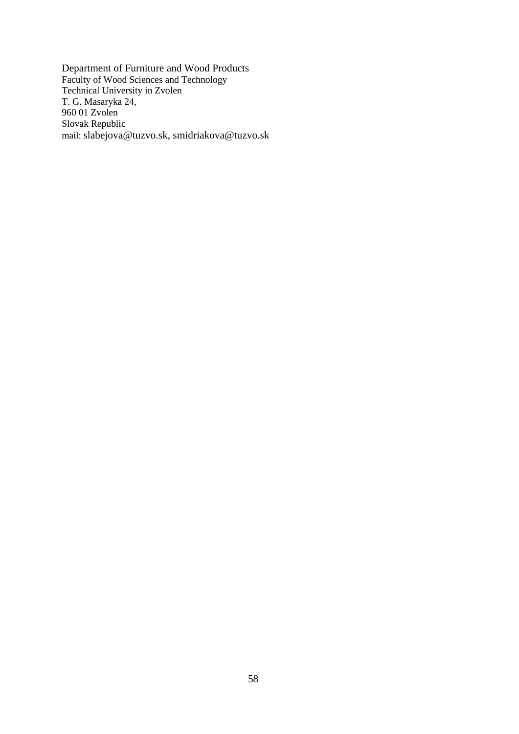Department of Furniture and Wood Products
Faculty of Wood Sciences and Technology
Technical University in Zvolen
T. G. Masaryka 24,
960 01 Zvolen
Slovak Republic
mail: slabejova@tuzvo.sk, smidriakova@tuzvo.sk